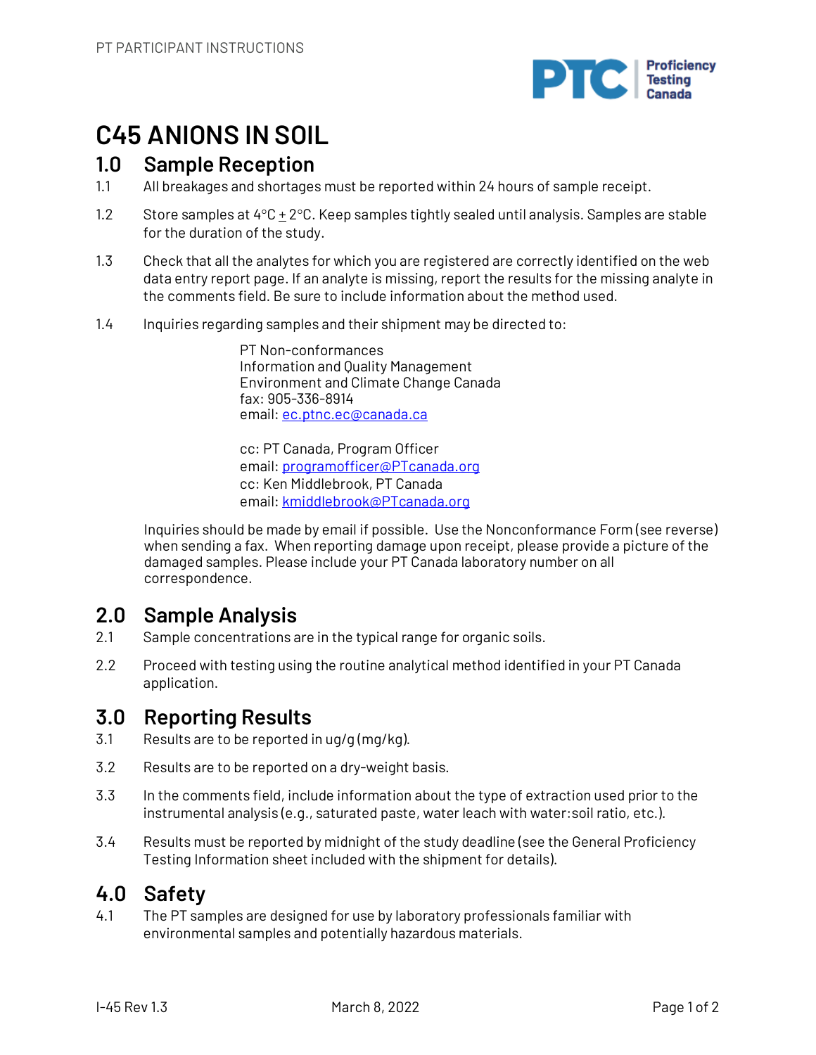# C45 ANIONS IN SOIL

## 1.0 Sample Reception

1.1 All breakages and shortages must be reported within 24 hours of sample receipt.

1.2 Store samples at 4°C ± 2°C. Keep samples tightly sealed until analysis. Samples are stable for the duration of the study.

1.3 Check that all the analytes for which you are registered are correctly identified on the web data entry report page. If an analyte is missing, report the results for the missing analyte in the comments field. Be sure to include information about the method used.

1.4 Inquiries regarding samples and their shipment may be directed to:

PT Non-conformances
Information and Quality Management
Environment and Climate Change Canada
fax: 905-336-8914
email: ec.ptnc.ec@canada.ca

cc: PT Canada, Program Officer
email: programofficer@PTcanada.org
cc: Ken Middlebrook, PT Canada
email: kmiddlebrook@PTcanada.org

Inquiries should be made by email if possible. Use the Nonconformance Form (see reverse) when sending a fax. When reporting damage upon receipt, please provide a picture of the damaged samples. Please include your PT Canada laboratory number on all correspondence.

## 2.0 Sample Analysis

2.1 Sample concentrations are in the typical range for organic soils.

2.2 Proceed with testing using the routine analytical method identified in your PT Canada application.

## 3.0 Reporting Results

3.1 Results are to be reported in ug/g (mg/kg).

3.2 Results are to be reported on a dry-weight basis.

3.3 In the comments field, include information about the type of extraction used prior to the instrumental analysis (e.g., saturated paste, water leach with water:soil ratio, etc.).

3.4 Results must be reported by midnight of the study deadline (see the General Proficiency Testing Information sheet included with the shipment for details).

## 4.0 Safety

4.1 The PT samples are designed for use by laboratory professionals familiar with environmental samples and potentially hazardous materials.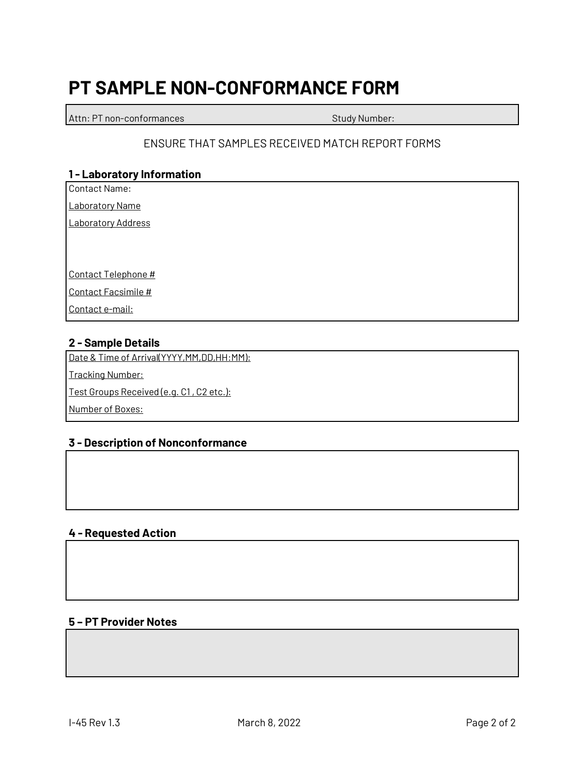# PT SAMPLE NON-CONFORMANCE FORM

| | |
|---|---|
| Attn: PT non-conformances | Study Number: |

ENSURE THAT SAMPLES RECEIVED MATCH REPORT FORMS

### 1 - Laboratory Information

Contact Name:

Laboratory Name

Laboratory Address

Contact Telephone #

Contact Facsimile #

Contact e-mail:

### 2 - Sample Details

Date & Time of Arrival(YYYY,MM,DD,HH:MM):

Tracking Number:

Test Groups Received (e.g. C1 , C2 etc.):

Number of Boxes:

### 3 - Description of Nonconformance

### 4 - Requested Action

### 5 – PT Provider Notes

I-45 Rev 1.3 March 8, 2022